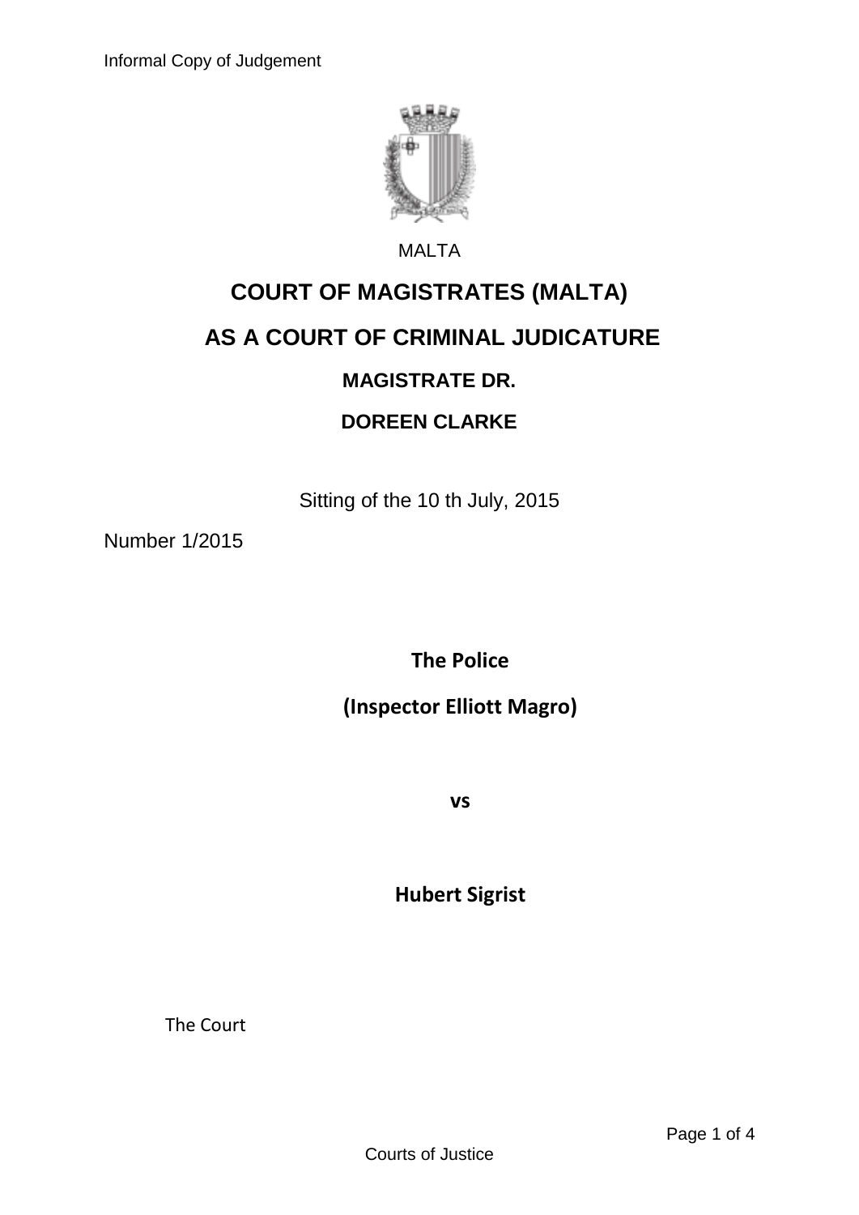MALTA

# COURT OF MAGISTRATES (MALTA)

# AS A COURT OF CRIMINAL JUDICATURE

## MAGISTRATE DR.

## DOREEN CLARKE

Sitting of the 10 th July, 2015

Number 1/2015

**The Police**

**(Inspector Elliott Magro)**

**vs**

**Hubert Sigrist**

The Court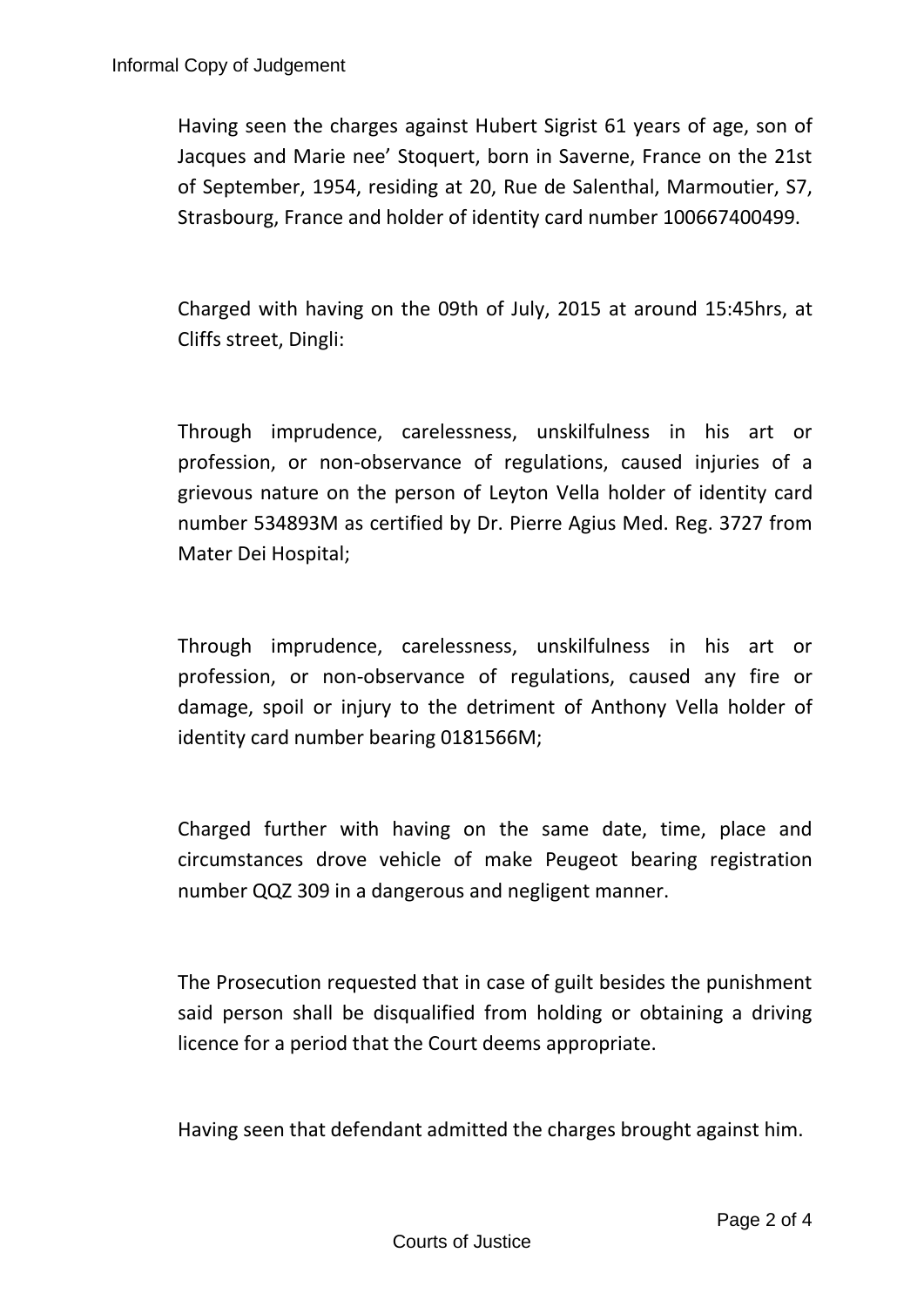Having seen the charges against Hubert Sigrist 61 years of age, son of Jacques and Marie nee' Stoquert, born in Saverne, France on the 21st of September, 1954, residing at 20, Rue de Salenthal, Marmoutier, S7, Strasbourg, France and holder of identity card number 100667400499.

Charged with having on the 09th of July, 2015 at around 15:45hrs, at Cliffs street, Dingli:

Through imprudence, carelessness, unskilfulness in his art or profession, or non-observance of regulations, caused injuries of a grievous nature on the person of Leyton Vella holder of identity card number 534893M as certified by Dr. Pierre Agius Med. Reg. 3727 from Mater Dei Hospital;

Through imprudence, carelessness, unskilfulness in his art or profession, or non-observance of regulations, caused any fire or damage, spoil or injury to the detriment of Anthony Vella holder of identity card number bearing 0181566M;

Charged further with having on the same date, time, place and circumstances drove vehicle of make Peugeot bearing registration number QQZ 309 in a dangerous and negligent manner.

The Prosecution requested that in case of guilt besides the punishment said person shall be disqualified from holding or obtaining a driving licence for a period that the Court deems appropriate.

Having seen that defendant admitted the charges brought against him.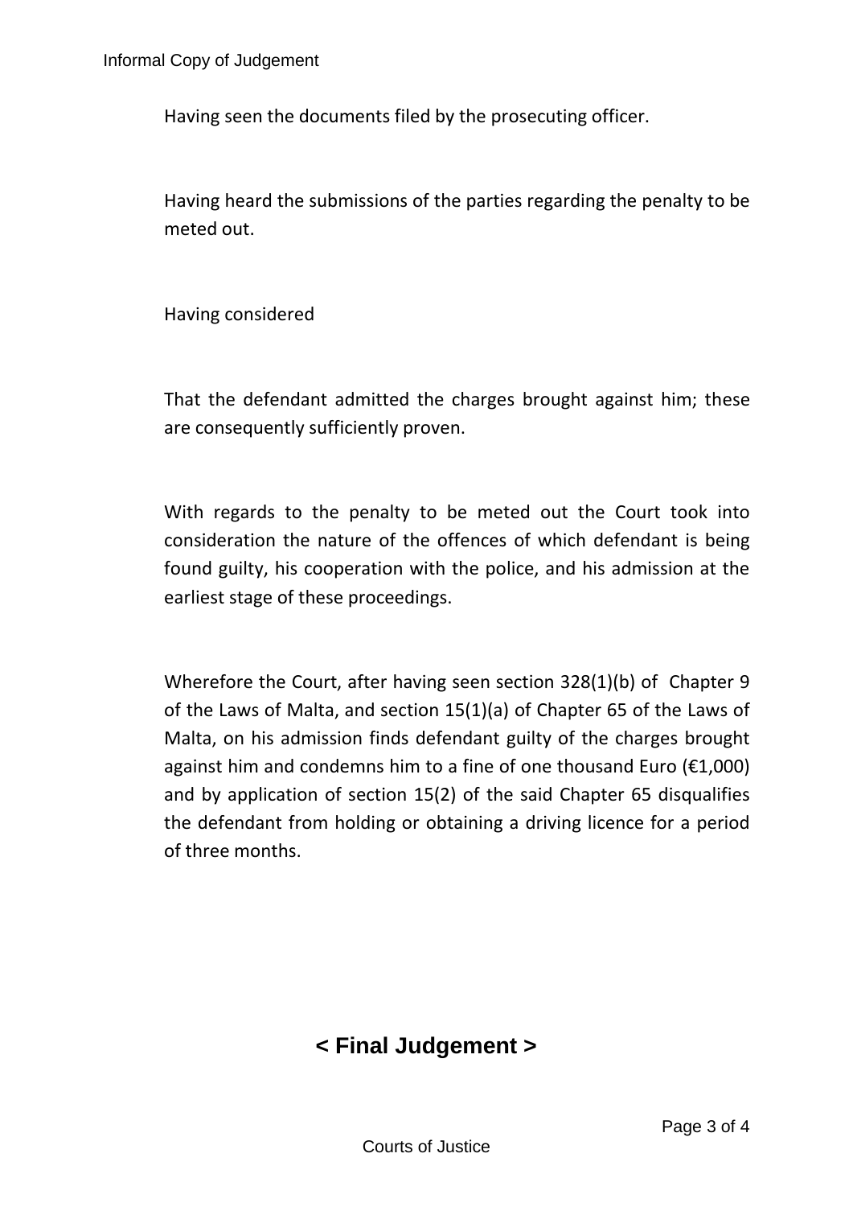Having seen the documents filed by the prosecuting officer.

Having heard the submissions of the parties regarding the penalty to be meted out.

Having considered

That the defendant admitted the charges brought against him; these are consequently sufficiently proven.

With regards to the penalty to be meted out the Court took into consideration the nature of the offences of which defendant is being found guilty, his cooperation with the police, and his admission at the earliest stage of these proceedings.

Wherefore the Court, after having seen section 328(1)(b) of Chapter 9 of the Laws of Malta, and section 15(1)(a) of Chapter 65 of the Laws of Malta, on his admission finds defendant guilty of the charges brought against him and condemns him to a fine of one thousand Euro (€1,000) and by application of section 15(2) of the said Chapter 65 disqualifies the defendant from holding or obtaining a driving licence for a period of three months.

## < Final Judgement >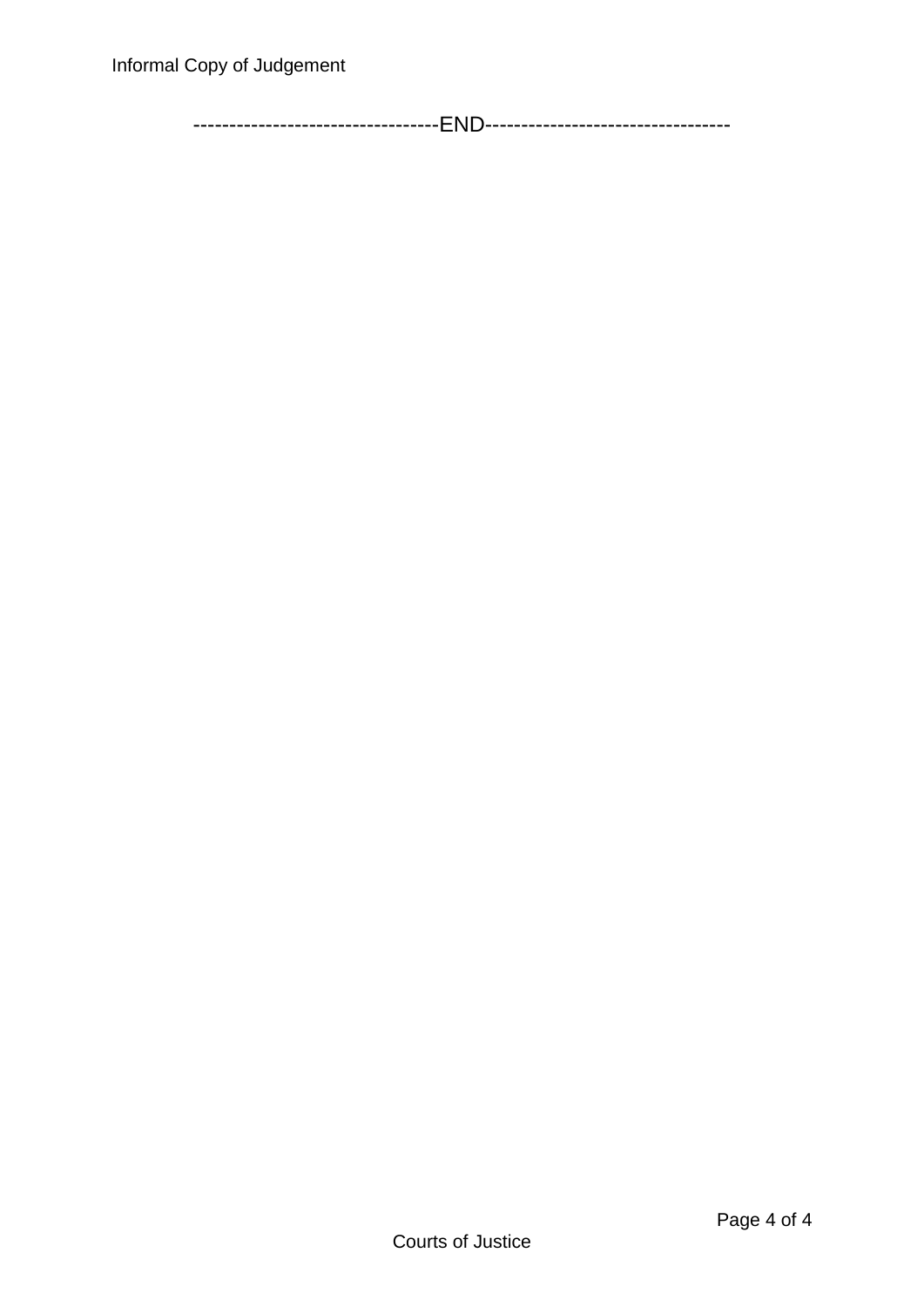----------------------------------END----------------------------------